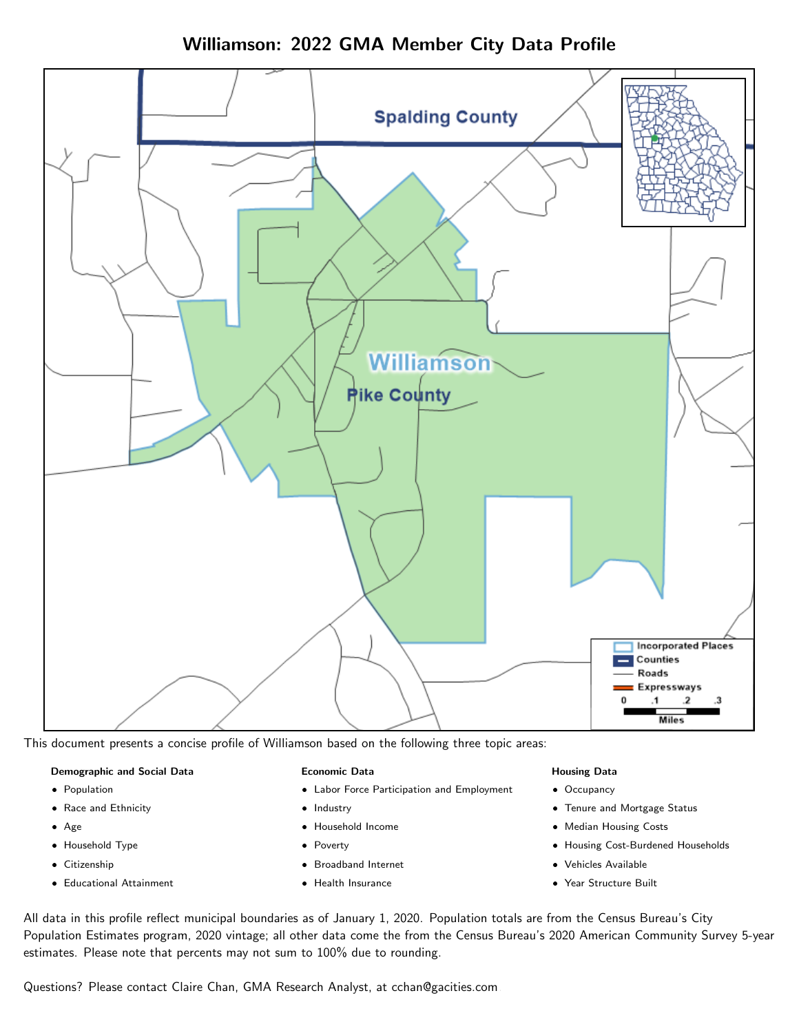# Williamson: 2022 GMA Member City Data Profile

This document presents a concise profile of Williamson based on the following three topic areas:

**Demographic and Social Data**

- Population
- Race and Ethnicity
- Age
- Household Type
- Citizenship
- Educational Attainment

**Economic Data**

- Labor Force Participation and Employment
- Industry
- Household Income
- Poverty
- Broadband Internet
- Health Insurance

**Housing Data**

- Occupancy
- Tenure and Mortgage Status
- Median Housing Costs
- Housing Cost-Burdened Households
- Vehicles Available
- Year Structure Built

All data in this profile reflect municipal boundaries as of January 1, 2020. Population totals are from the Census Bureau's City Population Estimates program, 2020 vintage; all other data come the from the Census Bureau's 2020 American Community Survey 5-year estimates. Please note that percents may not sum to 100% due to rounding.

Questions? Please contact Claire Chan, GMA Research Analyst, at cchan@gacities.com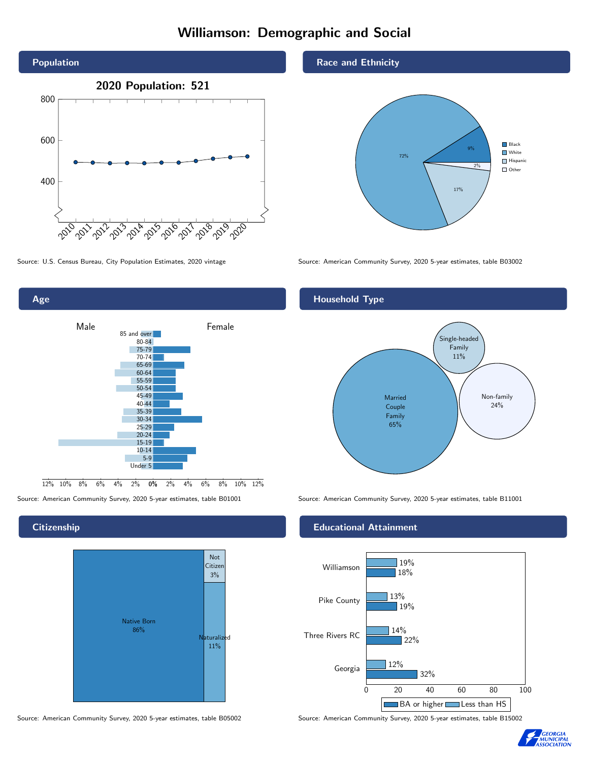# Williamson: Demographic and Social

## Population

**2020 Population: 521**

Source: U.S. Census Bureau, City Population Estimates, 2020 vintage

## Race and Ethnicity

| Group | Percent |
| --- | --- |
| Black | 9% |
| White | 72% |
| Hispanic | 17% |
| Other | 2% |

Source: American Community Survey, 2020 5-year estimates, table B03002

## Age

Male / Female

Source: American Community Survey, 2020 5-year estimates, table B01001

## Household Type

| Household Type | Percent |
| --- | --- |
| Married Couple Family | 65% |
| Single-headed Family | 11% |
| Non-family | 24% |

Source: American Community Survey, 2020 5-year estimates, table B11001

## Citizenship

| Status | Percent |
| --- | --- |
| Native Born | 86% |
| Naturalized | 11% |
| Not Citizen | 3% |

Source: American Community Survey, 2020 5-year estimates, table B05002

## Educational Attainment

| Area | Less than HS | BA or higher |
| --- | --- | --- |
| Williamson | 19% | 18% |
| Pike County | 13% | 19% |
| Three Rivers RC | 14% | 22% |
| Georgia | 12% | 32% |

Source: American Community Survey, 2020 5-year estimates, table B15002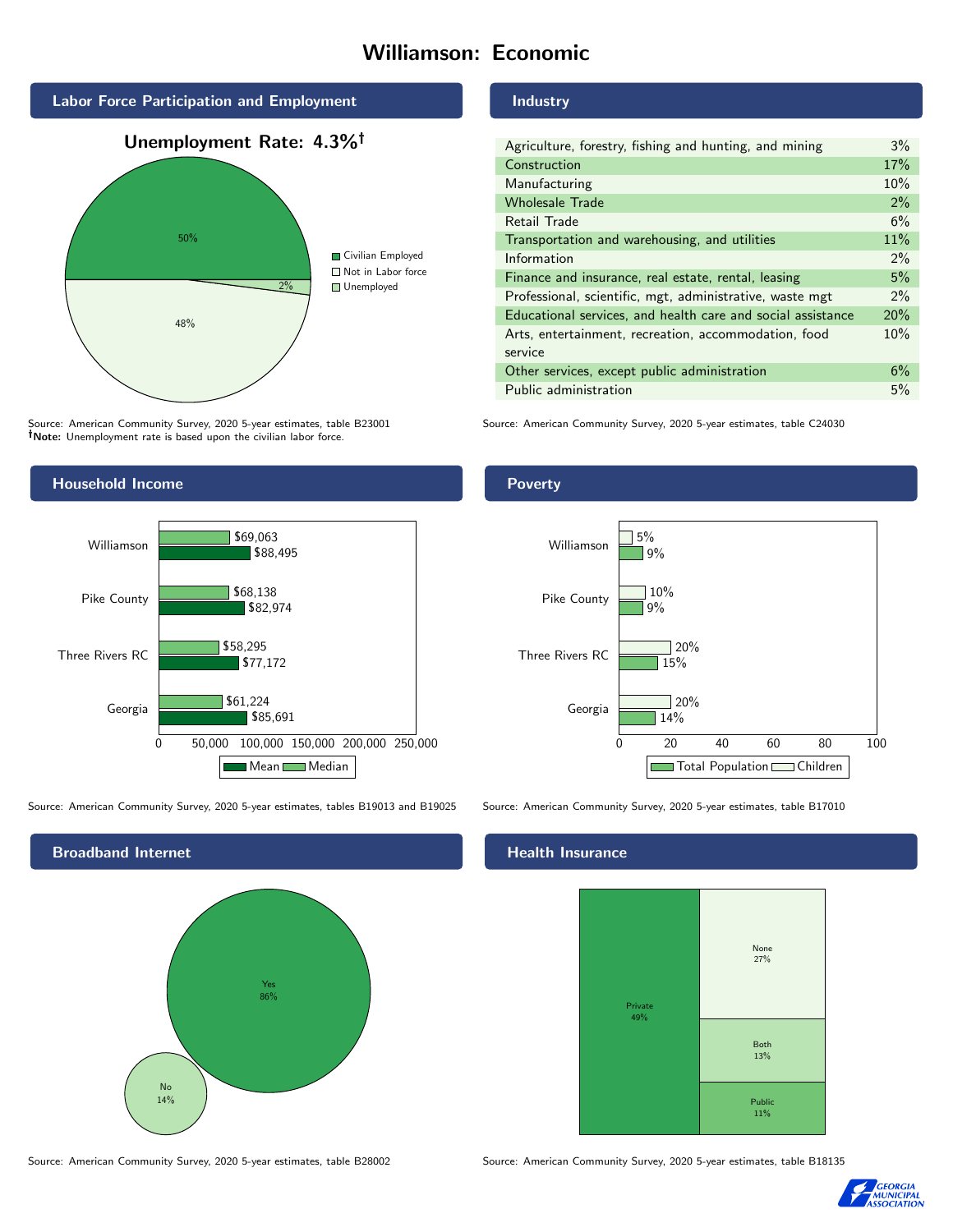# Williamson: Economic

## Labor Force Participation and Employment

**Unemployment Rate: 4.3%†**

| Category | Percent |
|---|---|
| Civilian Employed | 50% |
| Not in Labor force | 48% |
| Unemployed | 2% |

Source: American Community Survey, 2020 5-year estimates, table B23001
**†Note:** Unemployment rate is based upon the civilian labor force.

## Industry

| Industry | Percent |
|---|---|
| Agriculture, forestry, fishing and hunting, and mining | 3% |
| Construction | 17% |
| Manufacturing | 10% |
| Wholesale Trade | 2% |
| Retail Trade | 6% |
| Transportation and warehousing, and utilities | 11% |
| Information | 2% |
| Finance and insurance, real estate, rental, leasing | 5% |
| Professional, scientific, mgt, administrative, waste mgt | 2% |
| Educational services, and health care and social assistance | 20% |
| Arts, entertainment, recreation, accommodation, food service | 10% |
| Other services, except public administration | 6% |
| Public administration | 5% |

Source: American Community Survey, 2020 5-year estimates, table C24030

## Household Income

| | Median | Mean |
|---|---|---|
| Williamson | $69,063 | $88,495 |
| Pike County | $68,138 | $82,974 |
| Three Rivers RC | $58,295 | $77,172 |
| Georgia | $61,224 | $85,691 |

Source: American Community Survey, 2020 5-year estimates, tables B19013 and B19025

## Poverty

| | Children | Total Population |
|---|---|---|
| Williamson | 5% | 9% |
| Pike County | 10% | 9% |
| Three Rivers RC | 20% | 15% |
| Georgia | 20% | 14% |

Source: American Community Survey, 2020 5-year estimates, table B17010

## Broadband Internet

| | Percent |
|---|---|
| Yes | 86% |
| No | 14% |

Source: American Community Survey, 2020 5-year estimates, table B28002

## Health Insurance

| | Percent |
|---|---|
| Private | 49% |
| None | 27% |
| Both | 13% |
| Public | 11% |

Source: American Community Survey, 2020 5-year estimates, table B18135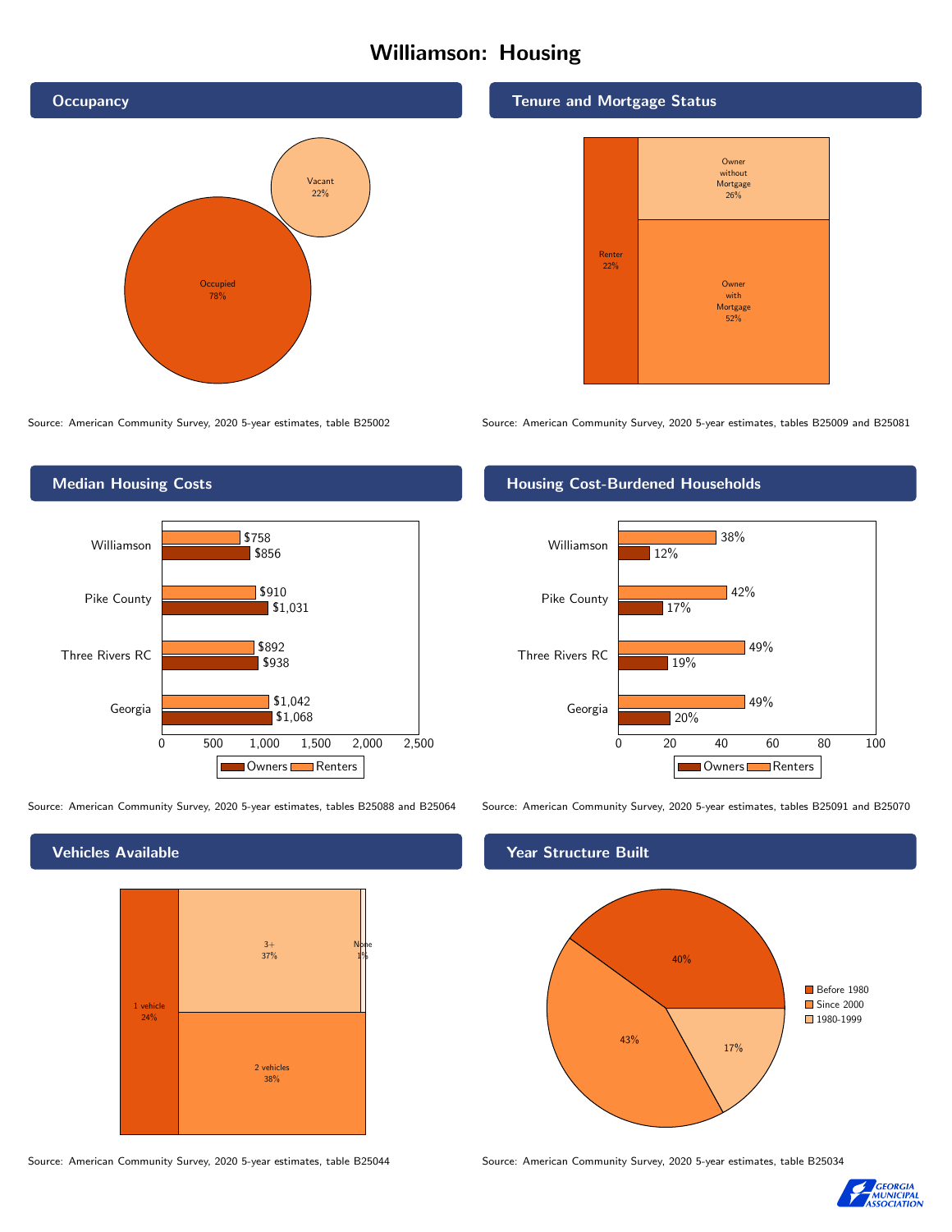# Williamson: Housing

## Occupancy

Vacant
22%

Occupied
78%

Source: American Community Survey, 2020 5-year estimates, table B25002

## Tenure and Mortgage Status

Renter
22%

Owner
without
Mortgage
26%

Owner
with
Mortgage
52%

Source: American Community Survey, 2020 5-year estimates, tables B25009 and B25081

## Median Housing Costs

Williamson
$758
$856

Pike County
$910
$1,031

Three Rivers RC
$892
$938

Georgia
$1,042
$1,068

0 500 1,000 1,500 2,000 2,500

Owners Renters

Source: American Community Survey, 2020 5-year estimates, tables B25088 and B25064

## Housing Cost-Burdened Households

Williamson
38%
12%

Pike County
42%
17%

Three Rivers RC
49%
19%

Georgia
49%
20%

0 20 40 60 80 100

Owners Renters

Source: American Community Survey, 2020 5-year estimates, tables B25091 and B25070

## Vehicles Available

1 vehicle
24%

3+
37%

None
1%

2 vehicles
38%

Source: American Community Survey, 2020 5-year estimates, table B25044

## Year Structure Built

40%

43%

17%

Before 1980
Since 2000
1980-1999

Source: American Community Survey, 2020 5-year estimates, table B25034

GEORGIA MUNICIPAL ASSOCIATION